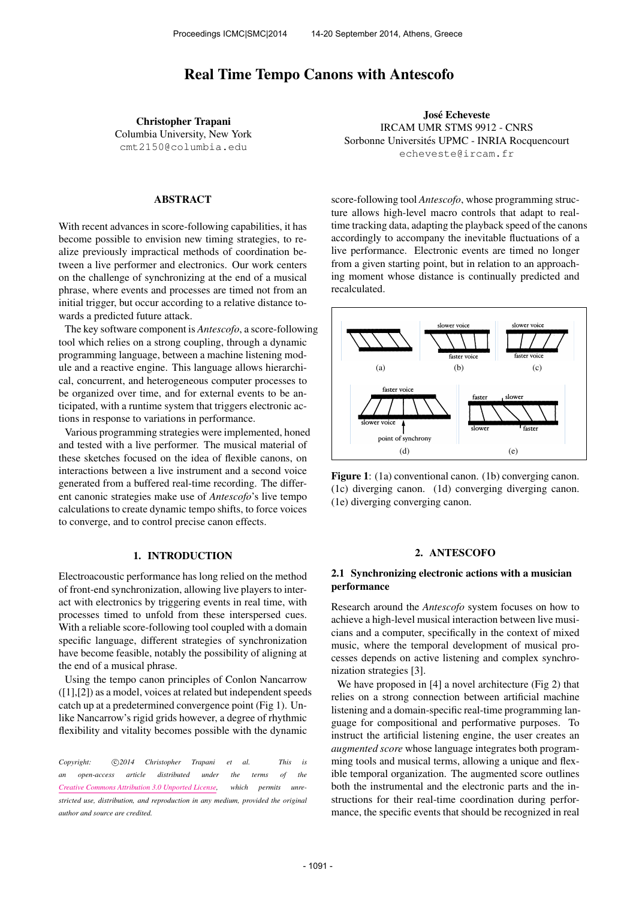# Real Time Tempo Canons with Antescofo

**Christopher Trapani**
Columbia University, New York
cmt2150@columbia.edu

**José Echeveste**
IRCAM UMR STMS 9912 - CNRS
Sorbonne Universités UPMC - INRIA Rocquencourt
echeveste@ircam.fr

## ABSTRACT

With recent advances in score-following capabilities, it has become possible to envision new timing strategies, to realize previously impractical methods of coordination between a live performer and electronics. Our work centers on the challenge of synchronizing at the end of a musical phrase, where events and processes are timed not from an initial trigger, but occur according to a relative distance towards a predicted future attack.

The key software component is *Antescofo*, a score-following tool which relies on a strong coupling, through a dynamic programming language, between a machine listening module and a reactive engine. This language allows hierarchical, concurrent, and heterogeneous computer processes to be organized over time, and for external events to be anticipated, with a runtime system that triggers electronic actions in response to variations in performance.

Various programming strategies were implemented, honed and tested with a live performer. The musical material of these sketches focused on the idea of flexible canons, on interactions between a live instrument and a second voice generated from a buffered real-time recording. The different canonic strategies make use of *Antescofo*'s live tempo calculations to create dynamic tempo shifts, to force voices to converge, and to control precise canon effects.

## 1. INTRODUCTION

Electroacoustic performance has long relied on the method of front-end synchronization, allowing live players to interact with electronics by triggering events in real time, with processes timed to unfold from these interspersed cues. With a reliable score-following tool coupled with a domain specific language, different strategies of synchronization have become feasible, notably the possibility of aligning at the end of a musical phrase.

Using the tempo canon principles of Conlon Nancarrow ([1],[2]) as a model, voices at related but independent speeds catch up at a predetermined convergence point (Fig 1). Unlike Nancarrow's rigid grids however, a degree of rhythmic flexibility and vitality becomes possible with the dynamic score-following tool *Antescofo*, whose programming structure allows high-level macro controls that adapt to real-time tracking data, adapting the playback speed of the canons accordingly to accompany the inevitable fluctuations of a live performance. Electronic events are timed no longer from a given starting point, but in relation to an approaching moment whose distance is continually predicted and recalculated.

**Figure 1**: (1a) conventional canon. (1b) converging canon. (1c) diverging canon. (1d) converging diverging canon. (1e) diverging converging canon.

## 2. ANTESCOFO

### 2.1 Synchronizing electronic actions with a musician performance

Research around the *Antescofo* system focuses on how to achieve a high-level musical interaction between live musicians and a computer, specifically in the context of mixed music, where the temporal development of musical processes depends on active listening and complex synchronization strategies [3].

We have proposed in [4] a novel architecture (Fig 2) that relies on a strong connection between artificial machine listening and a domain-specific real-time programming language for compositional and performative purposes. To instruct the artificial listening engine, the user creates an *augmented score* whose language integrates both programming tools and musical terms, allowing a unique and flexible temporal organization. The augmented score outlines both the instrumental and the electronic parts and the instructions for their real-time coordination during performance, the specific events that should be recognized in real

*Copyright: ©2014 Christopher Trapani et al. This is an open-access article distributed under the terms of the Creative Commons Attribution 3.0 Unported License, which permits unrestricted use, distribution, and reproduction in any medium, provided the original author and source are credited.*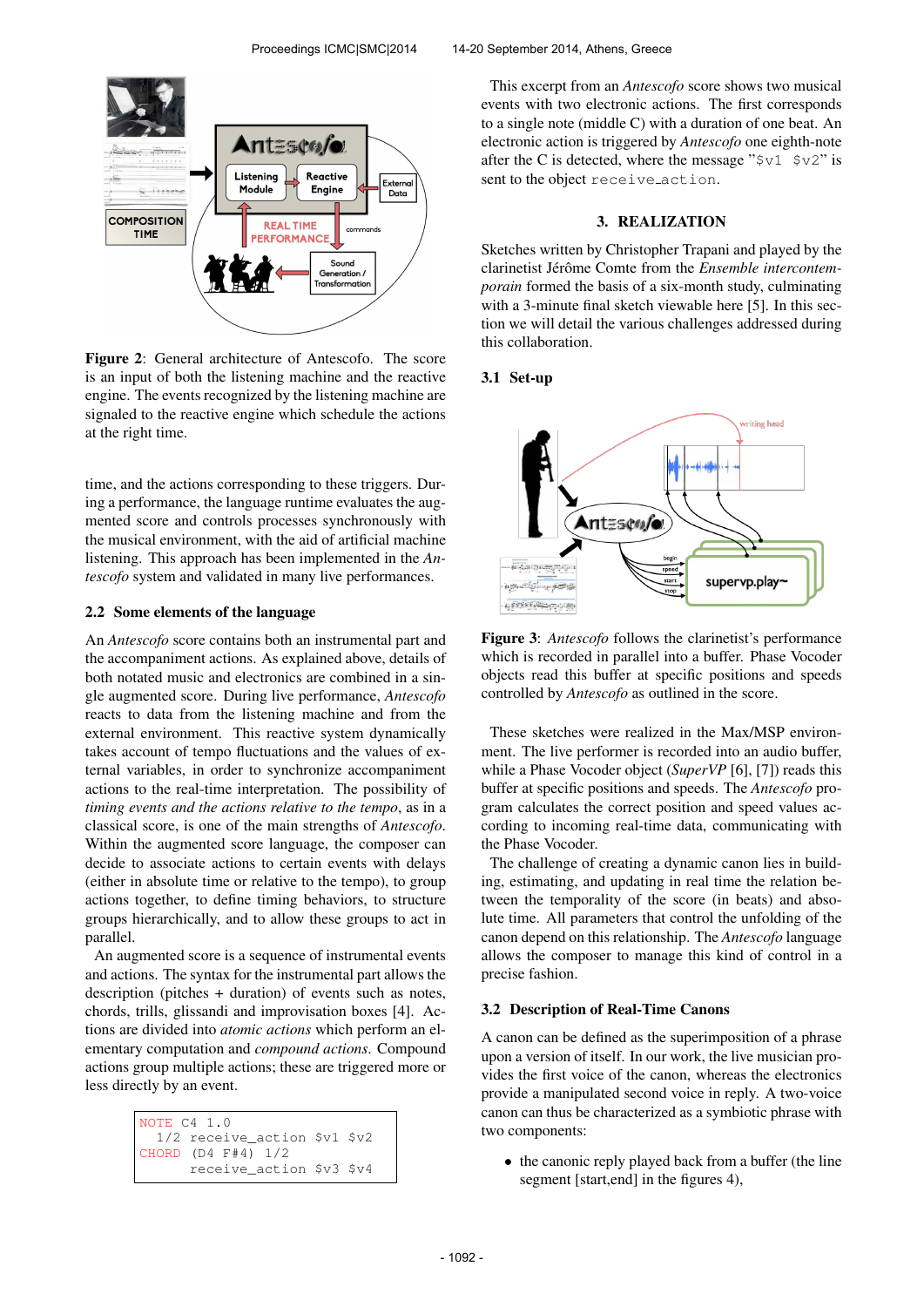**Figure 2**: General architecture of Antescofo. The score is an input of both the listening machine and the reactive engine. The events recognized by the listening machine are signaled to the reactive engine which schedule the actions at the right time.

time, and the actions corresponding to these triggers. During a performance, the language runtime evaluates the augmented score and controls processes synchronously with the musical environment, with the aid of artificial machine listening. This approach has been implemented in the *Antescofo* system and validated in many live performances.

### 2.2 Some elements of the language

An *Antescofo* score contains both an instrumental part and the accompaniment actions. As explained above, details of both notated music and electronics are combined in a single augmented score. During live performance, *Antescofo* reacts to data from the listening machine and from the external environment. This reactive system dynamically takes account of tempo fluctuations and the values of external variables, in order to synchronize accompaniment actions to the real-time interpretation. The possibility of *timing events and the actions relative to the tempo*, as in a classical score, is one of the main strengths of *Antescofo*. Within the augmented score language, the composer can decide to associate actions to certain events with delays (either in absolute time or relative to the tempo), to group actions together, to define timing behaviors, to structure groups hierarchically, and to allow these groups to act in parallel.

An augmented score is a sequence of instrumental events and actions. The syntax for the instrumental part allows the description (pitches + duration) of events such as notes, chords, trills, glissandi and improvisation boxes [4]. Actions are divided into *atomic actions* which perform an elementary computation and *compound actions*. Compound actions group multiple actions; these are triggered more or less directly by an event.

```
NOTE C4 1.0
  1/2 receive_action $v1 $v2
CHORD (D4 F#4) 1/2
      receive_action $v3 $v4
```

This excerpt from an *Antescofo* score shows two musical events with two electronic actions. The first corresponds to a single note (middle C) with a duration of one beat. An electronic action is triggered by *Antescofo* one eighth-note after the C is detected, where the message "$v1 $v2" is sent to the object receive_action.

## 3. REALIZATION

Sketches written by Christopher Trapani and played by the clarinetist Jérôme Comte from the *Ensemble intercontemporain* formed the basis of a six-month study, culminating with a 3-minute final sketch viewable here [5]. In this section we will detail the various challenges addressed during this collaboration.

### 3.1 Set-up

**Figure 3**: *Antescofo* follows the clarinetist's performance which is recorded in parallel into a buffer. Phase Vocoder objects read this buffer at specific positions and speeds controlled by *Antescofo* as outlined in the score.

These sketches were realized in the Max/MSP environment. The live performer is recorded into an audio buffer, while a Phase Vocoder object (*SuperVP* [6], [7]) reads this buffer at specific positions and speeds. The *Antescofo* program calculates the correct position and speed values according to incoming real-time data, communicating with the Phase Vocoder.

The challenge of creating a dynamic canon lies in building, estimating, and updating in real time the relation between the temporality of the score (in beats) and absolute time. All parameters that control the unfolding of the canon depend on this relationship. The *Antescofo* language allows the composer to manage this kind of control in a precise fashion.

### 3.2 Description of Real-Time Canons

A canon can be defined as the superimposition of a phrase upon a version of itself. In our work, the live musician provides the first voice of the canon, whereas the electronics provide a manipulated second voice in reply. A two-voice canon can thus be characterized as a symbiotic phrase with two components:

- the canonic reply played back from a buffer (the line segment [start,end] in the figures 4),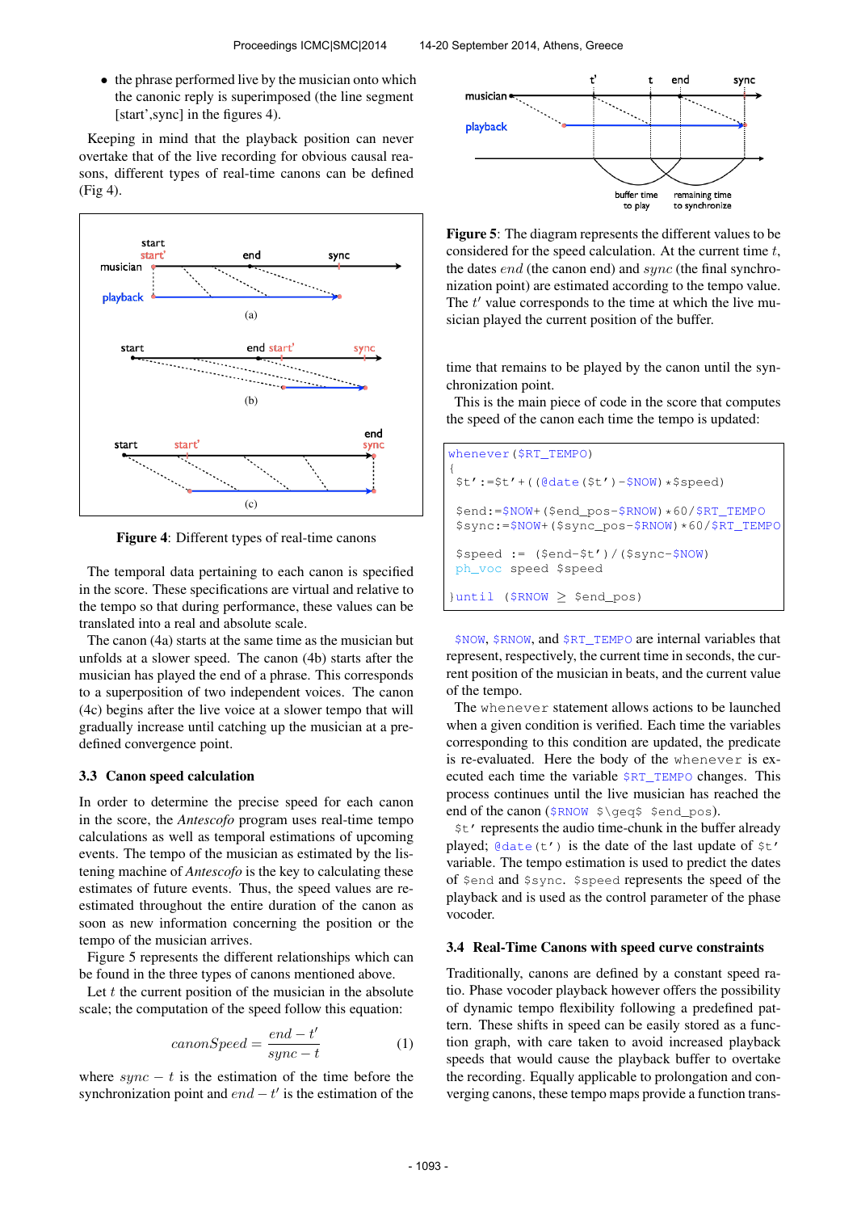- the phrase performed live by the musician onto which the canonic reply is superimposed (the line segment [start',sync] in the figures 4).

Keeping in mind that the playback position can never overtake that of the live recording for obvious causal reasons, different types of real-time canons can be defined (Fig 4).

**Figure 4**: Different types of real-time canons

The temporal data pertaining to each canon is specified in the score. These specifications are virtual and relative to the tempo so that during performance, these values can be translated into a real and absolute scale.

The canon (4a) starts at the same time as the musician but unfolds at a slower speed. The canon (4b) starts after the musician has played the end of a phrase. This corresponds to a superposition of two independent voices. The canon (4c) begins after the live voice at a slower tempo that will gradually increase until catching up the musician at a predefined convergence point.

### 3.3 Canon speed calculation

In order to determine the precise speed for each canon in the score, the *Antescofo* program uses real-time tempo calculations as well as temporal estimations of upcoming events. The tempo of the musician as estimated by the listening machine of *Antescofo* is the key to calculating these estimates of future events. Thus, the speed values are re-estimated throughout the entire duration of the canon as soon as new information concerning the position or the tempo of the musician arrives.

Figure 5 represents the different relationships which can be found in the three types of canons mentioned above.

Let $t$ the current position of the musician in the absolute scale; the computation of the speed follow this equation:

$$canonSpeed = \frac{end - t'}{sync - t} \quad (1)$$

where $sync - t$ is the estimation of the time before the synchronization point and $end - t'$ is the estimation of the time that remains to be played by the canon until the synchronization point.

**Figure 5**: The diagram represents the different values to be considered for the speed calculation. At the current time $t$, the dates $end$ (the canon end) and $sync$ (the final synchronization point) are estimated according to the tempo value. The $t'$ value corresponds to the time at which the live musician played the current position of the buffer.

This is the main piece of code in the score that computes the speed of the canon each time the tempo is updated:

```
whenever($RT_TEMPO)
{
 $t':=$t'+((@date($t')-$NOW)*$speed)

 $end:=$NOW+($end_pos-$RNOW)*60/$RT_TEMPO
 $sync:=$NOW+($sync_pos-$RNOW)*60/$RT_TEMPO

 $speed := ($end-$t')/($sync-$NOW)
 ph_voc speed $speed

}until ($RNOW ≥ $end_pos)
```

`$NOW`, `$RNOW`, and `$RT_TEMPO` are internal variables that represent, respectively, the current time in seconds, the current position of the musician in beats, and the current value of the tempo.

The `whenever` statement allows actions to be launched when a given condition is verified. Each time the variables corresponding to this condition are updated, the predicate is re-evaluated. Here the body of the `whenever` is executed each time the variable `$RT_TEMPO` changes. This process continues until the live musician has reached the end of the canon (`$RNOW $\geq$ $end_pos`).

`$t'` represents the audio time-chunk in the buffer already played; `@date(t')` is the date of the last update of `$t'` variable. The tempo estimation is used to predict the dates of `$end` and `$sync`. `$speed` represents the speed of the playback and is used as the control parameter of the phase vocoder.

### 3.4 Real-Time Canons with speed curve constraints

Traditionally, canons are defined by a constant speed ratio. Phase vocoder playback however offers the possibility of dynamic tempo flexibility following a predefined pattern. These shifts in speed can be easily stored as a function graph, with care taken to avoid increased playback speeds that would cause the playback buffer to overtake the recording. Equally applicable to prolongation and converging canons, these tempo maps provide a function trans-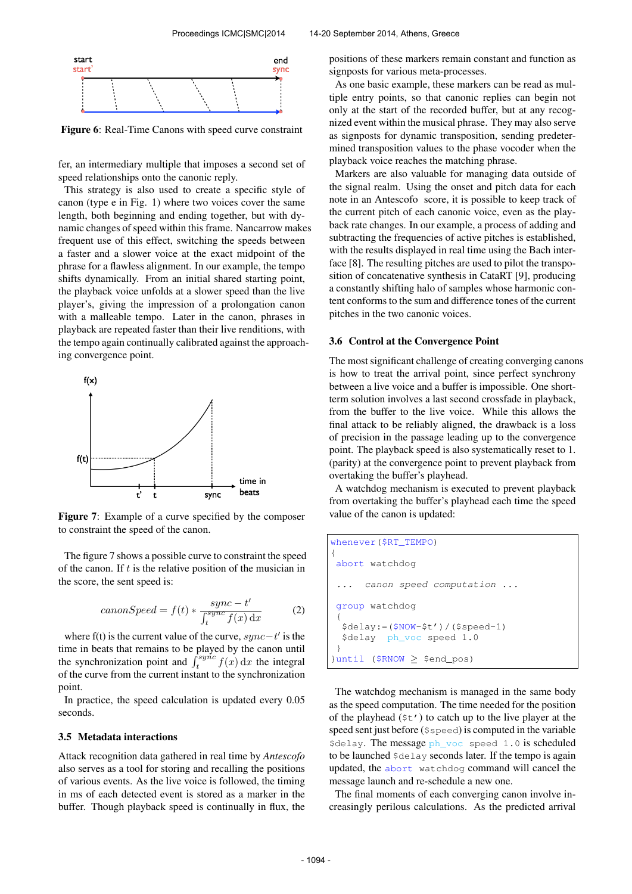**Figure 6**: Real-Time Canons with speed curve constraint

fer, an intermediary multiple that imposes a second set of speed relationships onto the canonic reply.

This strategy is also used to create a specific style of canon (type e in Fig. 1) where two voices cover the same length, both beginning and ending together, but with dynamic changes of speed within this frame. Nancarrow makes frequent use of this effect, switching the speeds between a faster and a slower voice at the exact midpoint of the phrase for a flawless alignment. In our example, the tempo shifts dynamically. From an initial shared starting point, the playback voice unfolds at a slower speed than the live player's, giving the impression of a prolongation canon with a malleable tempo. Later in the canon, phrases in playback are repeated faster than their live renditions, with the tempo again continually calibrated against the approaching convergence point.

**Figure 7**: Example of a curve specified by the composer to constraint the speed of the canon.

The figure 7 shows a possible curve to constraint the speed of the canon. If $t$ is the relative position of the musician in the score, the sent speed is:

$$canonSpeed = f(t) * \frac{sync - t'}{\int_t^{sync} f(x)\, \mathrm{d}x} \quad (2)$$

where f(t) is the current value of the curve, $sync - t'$ is the time in beats that remains to be played by the canon until the synchronization point and $\int_t^{sync} f(x)\, \mathrm{d}x$ the integral of the curve from the current instant to the synchronization point.

In practice, the speed calculation is updated every 0.05 seconds.

### 3.5 Metadata interactions

Attack recognition data gathered in real time by *Antescofo* also serves as a tool for storing and recalling the positions of various events. As the live voice is followed, the timing in ms of each detected event is stored as a marker in the buffer. Though playback speed is continually in flux, the positions of these markers remain constant and function as signposts for various meta-processes.

As one basic example, these markers can be read as multiple entry points, so that canonic replies can begin not only at the start of the recorded buffer, but at any recognized event within the musical phrase. They may also serve as signposts for dynamic transposition, sending predetermined transposition values to the phase vocoder when the playback voice reaches the matching phrase.

Markers are also valuable for managing data outside of the signal realm. Using the onset and pitch data for each note in an Antescofo score, it is possible to keep track of the current pitch of each canonic voice, even as the playback rate changes. In our example, a process of adding and subtracting the frequencies of active pitches is established, with the results displayed in real time using the Bach interface [8]. The resulting pitches are used to pilot the transposition of concatenative synthesis in CataRT [9], producing a constantly shifting halo of samples whose harmonic content conforms to the sum and difference tones of the current pitches in the two canonic voices.

### 3.6 Control at the Convergence Point

The most significant challenge of creating converging canons is how to treat the arrival point, since perfect synchrony between a live voice and a buffer is impossible. One short-term solution involves a last second crossfade in playback, from the buffer to the live voice. While this allows the final attack to be reliably aligned, the drawback is a loss of precision in the passage leading up to the convergence point. The playback speed is also systematically reset to 1. (parity) at the convergence point to prevent playback from overtaking the buffer's playhead.

A watchdog mechanism is executed to prevent playback from overtaking the buffer's playhead each time the speed value of the canon is updated:

```
whenever($RT_TEMPO)
{
 abort watchdog

 ...  canon speed computation ...

 group watchdog
 {
  $delay:=($NOW-$t')/($speed-1)
  $delay  ph_voc speed 1.0
 }
}until ($RNOW ≥ $end_pos)
```

The watchdog mechanism is managed in the same body as the speed computation. The time needed for the position of the playhead (`$t'`) to catch up to the live player at the speed sent just before (`$speed`) is computed in the variable `$delay`. The message `ph_voc speed 1.0` is scheduled to be launched `$delay` seconds later. If the tempo is again updated, the `abort watchdog` command will cancel the message launch and re-schedule a new one.

The final moments of each converging canon involve increasingly perilous calculations. As the predicted arrival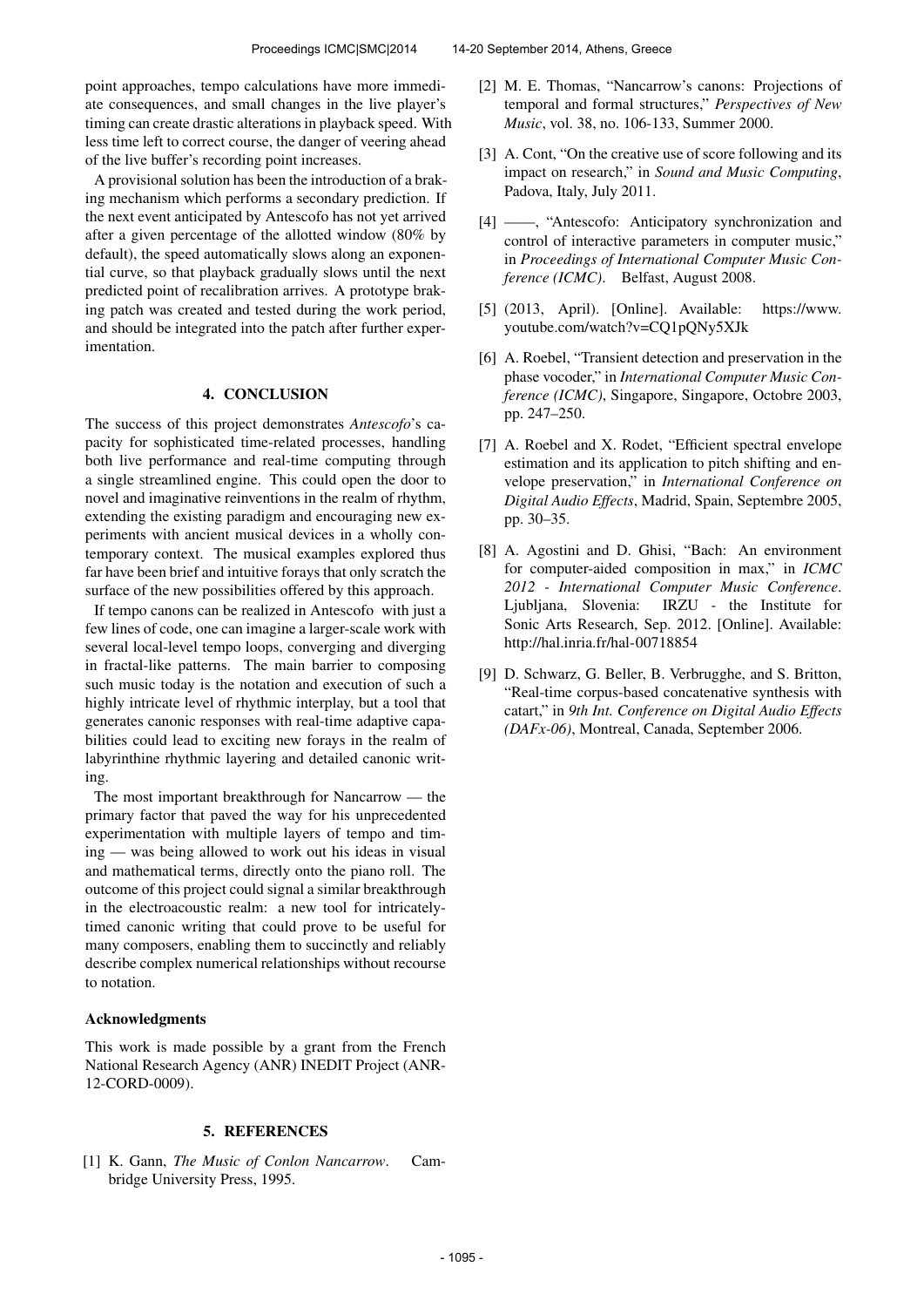point approaches, tempo calculations have more immediate consequences, and small changes in the live player's timing can create drastic alterations in playback speed. With less time left to correct course, the danger of veering ahead of the live buffer's recording point increases.

A provisional solution has been the introduction of a braking mechanism which performs a secondary prediction. If the next event anticipated by Antescofo has not yet arrived after a given percentage of the allotted window (80% by default), the speed automatically slows along an exponential curve, so that playback gradually slows until the next predicted point of recalibration arrives. A prototype braking patch was created and tested during the work period, and should be integrated into the patch after further experimentation.

## 4. CONCLUSION

The success of this project demonstrates *Antescofo*'s capacity for sophisticated time-related processes, handling both live performance and real-time computing through a single streamlined engine. This could open the door to novel and imaginative reinventions in the realm of rhythm, extending the existing paradigm and encouraging new experiments with ancient musical devices in a wholly contemporary context. The musical examples explored thus far have been brief and intuitive forays that only scratch the surface of the new possibilities offered by this approach.

If tempo canons can be realized in Antescofo with just a few lines of code, one can imagine a larger-scale work with several local-level tempo loops, converging and diverging in fractal-like patterns. The main barrier to composing such music today is the notation and execution of such a highly intricate level of rhythmic interplay, but a tool that generates canonic responses with real-time adaptive capabilities could lead to exciting new forays in the realm of labyrinthine rhythmic layering and detailed canonic writing.

The most important breakthrough for Nancarrow — the primary factor that paved the way for his unprecedented experimentation with multiple layers of tempo and timing — was being allowed to work out his ideas in visual and mathematical terms, directly onto the piano roll. The outcome of this project could signal a similar breakthrough in the electroacoustic realm: a new tool for intricately-timed canonic writing that could prove to be useful for many composers, enabling them to succinctly and reliably describe complex numerical relationships without recourse to notation.

### Acknowledgments

This work is made possible by a grant from the French National Research Agency (ANR) INEDIT Project (ANR-12-CORD-0009).

## 5. REFERENCES

[1] K. Gann, *The Music of Conlon Nancarrow*. Cambridge University Press, 1995.

[2] M. E. Thomas, "Nancarrow's canons: Projections of temporal and formal structures," *Perspectives of New Music*, vol. 38, no. 106-133, Summer 2000.

[3] A. Cont, "On the creative use of score following and its impact on research," in *Sound and Music Computing*, Padova, Italy, July 2011.

[4] ——, "Antescofo: Anticipatory synchronization and control of interactive parameters in computer music," in *Proceedings of International Computer Music Conference (ICMC)*. Belfast, August 2008.

[5] (2013, April). [Online]. Available: https://www.youtube.com/watch?v=CQ1pQNy5XJk

[6] A. Roebel, "Transient detection and preservation in the phase vocoder," in *International Computer Music Conference (ICMC)*, Singapore, Singapore, Octobre 2003, pp. 247–250.

[7] A. Roebel and X. Rodet, "Efficient spectral envelope estimation and its application to pitch shifting and envelope preservation," in *International Conference on Digital Audio Effects*, Madrid, Spain, Septembre 2005, pp. 30–35.

[8] A. Agostini and D. Ghisi, "Bach: An environment for computer-aided composition in max," in *ICMC 2012 - International Computer Music Conference*. Ljubljana, Slovenia: IRZU - the Institute for Sonic Arts Research, Sep. 2012. [Online]. Available: http://hal.inria.fr/hal-00718854

[9] D. Schwarz, G. Beller, B. Verbrugghe, and S. Britton, "Real-time corpus-based concatenative synthesis with catart," in *9th Int. Conference on Digital Audio Effects (DAFx-06)*, Montreal, Canada, September 2006.